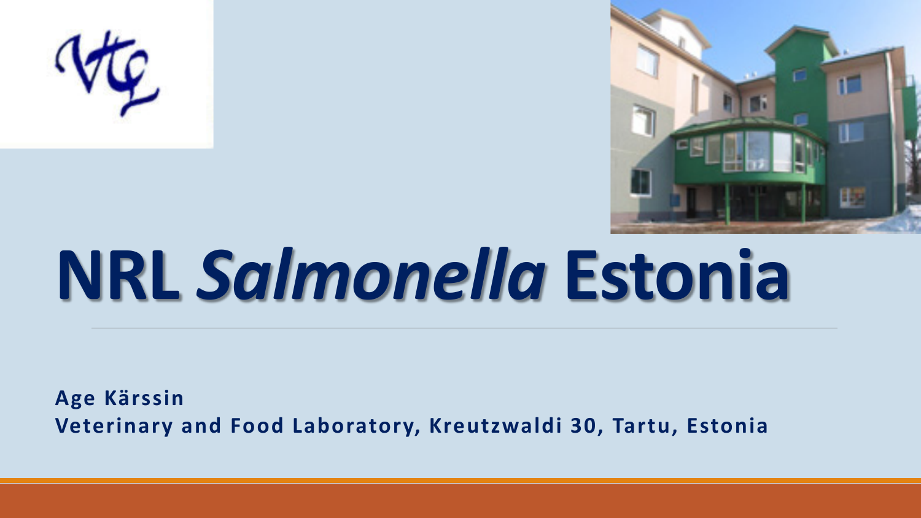# NRL *Salmonella* Estonia

**Age Kärssin**
**Veterinary and Food Laboratory, Kreutzwaldi 30, Tartu, Estonia**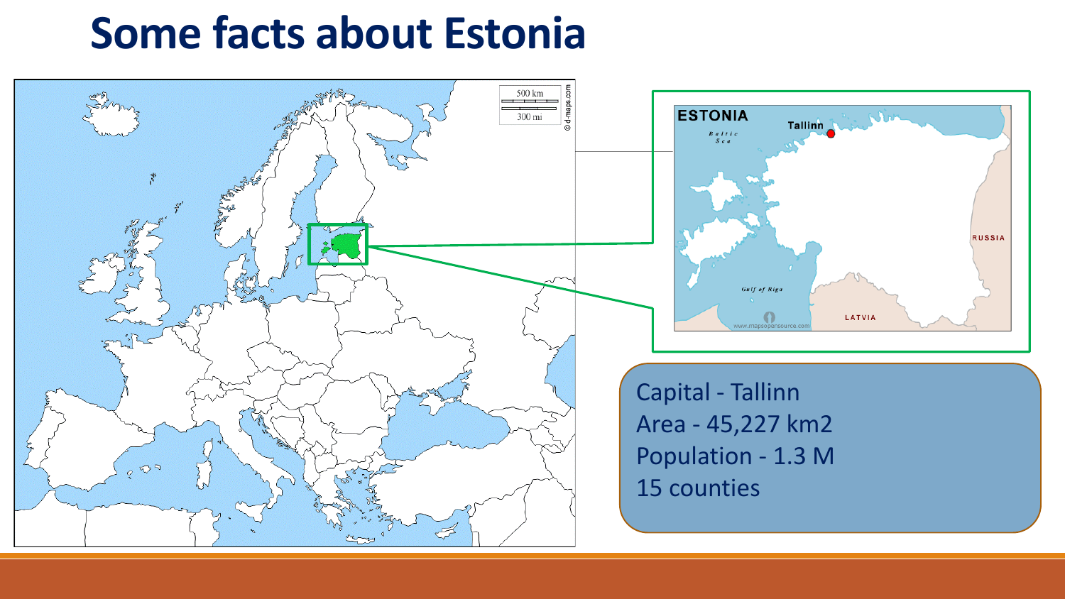# Some facts about Estonia

Capital - Tallinn
Area - 45,227 km2
Population - 1.3 M
15 counties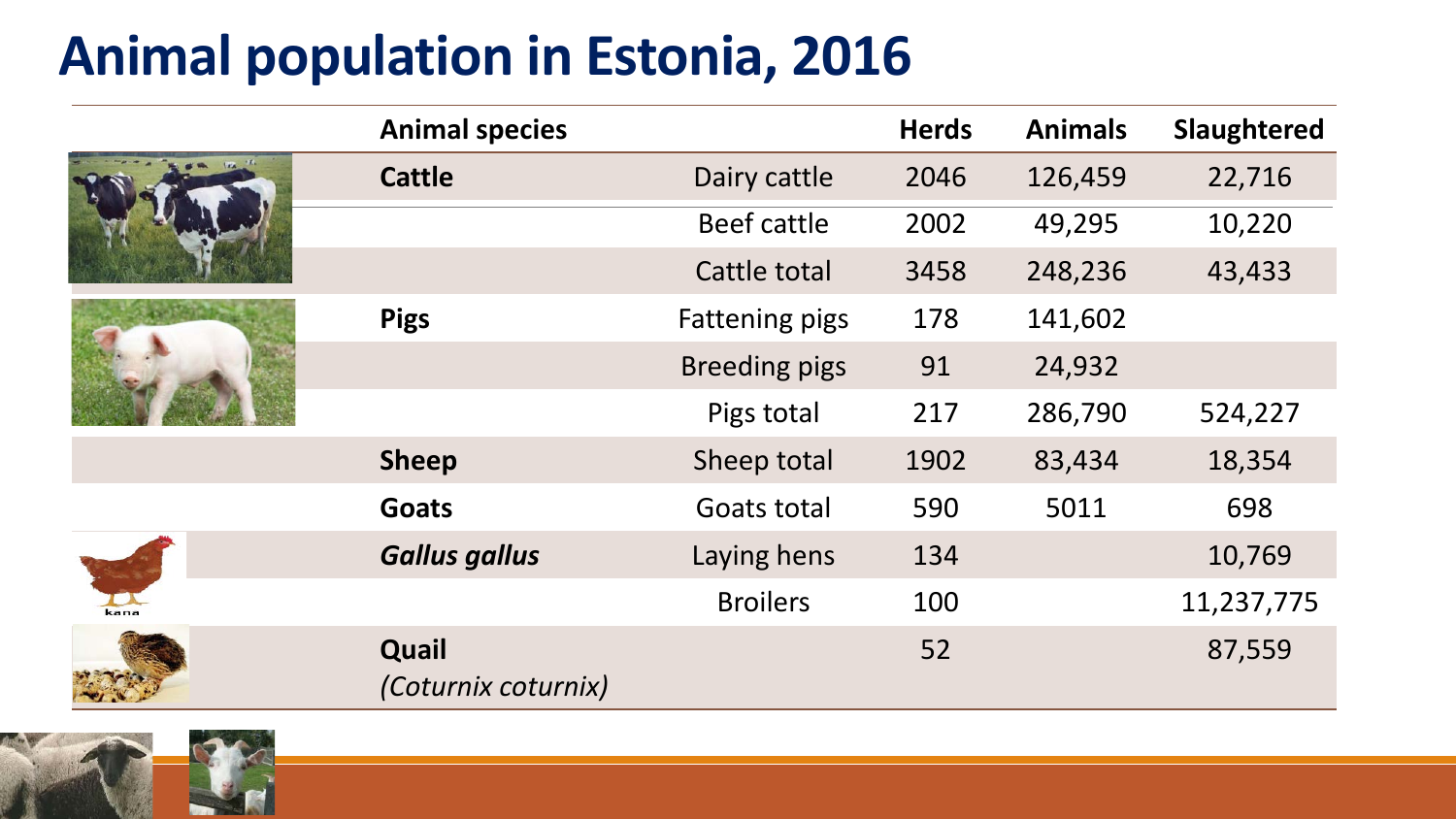# Animal population in Estonia, 2016

| Animal species | | Herds | Animals | Slaughtered |
|---|---|---|---|---|
| **Cattle** | Dairy cattle | 2046 | 126,459 | 22,716 |
| | Beef cattle | 2002 | 49,295 | 10,220 |
| | Cattle total | 3458 | 248,236 | 43,433 |
| **Pigs** | Fattening pigs | 178 | 141,602 | |
| | Breeding pigs | 91 | 24,932 | |
| | Pigs total | 217 | 286,790 | 524,227 |
| **Sheep** | Sheep total | 1902 | 83,434 | 18,354 |
| **Goats** | Goats total | 590 | 5011 | 698 |
| ***Gallus gallus*** | Laying hens | 134 | | 10,769 |
| | Broilers | 100 | | 11,237,775 |
| **Quail** *(Coturnix coturnix)* | | 52 | | 87,559 |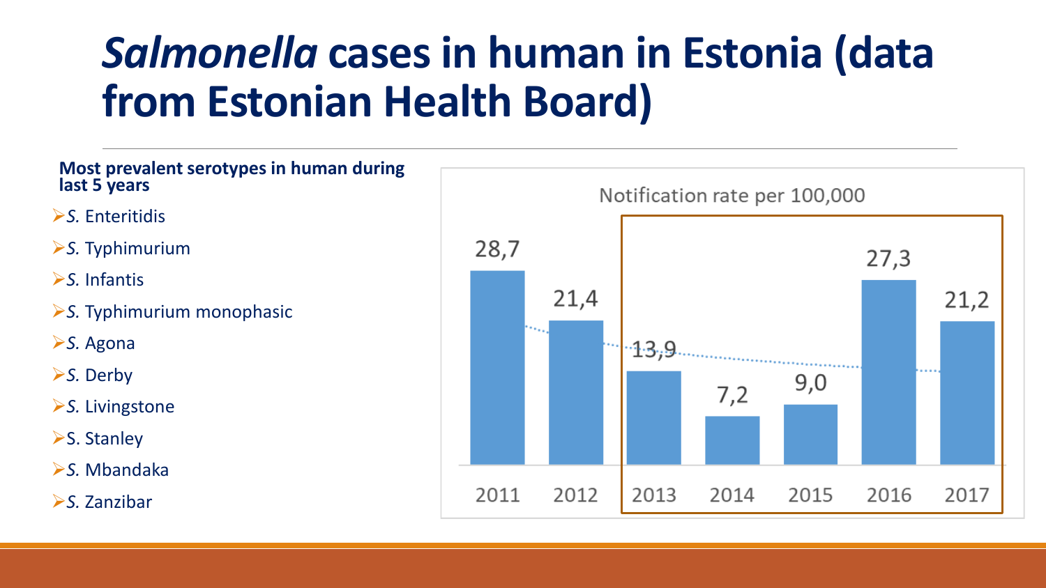# *Salmonella* cases in human in Estonia (data from Estonian Health Board)

**Most prevalent serotypes in human during last 5 years**

- *S.* Enteritidis
- *S.* Typhimurium
- *S.* Infantis
- *S.* Typhimurium monophasic
- *S.* Agona
- *S.* Derby
- *S.* Livingstone
- S. Stanley
- *S.* Mbandaka
- *S.* Zanzibar

Notification rate per 100,000

| Year | Notification rate per 100,000 |
|---|---|
| 2011 | 28,7 |
| 2012 | 21,4 |
| 2013 | 13,9 |
| 2014 | 7,2 |
| 2015 | 9,0 |
| 2016 | 27,3 |
| 2017 | 21,2 |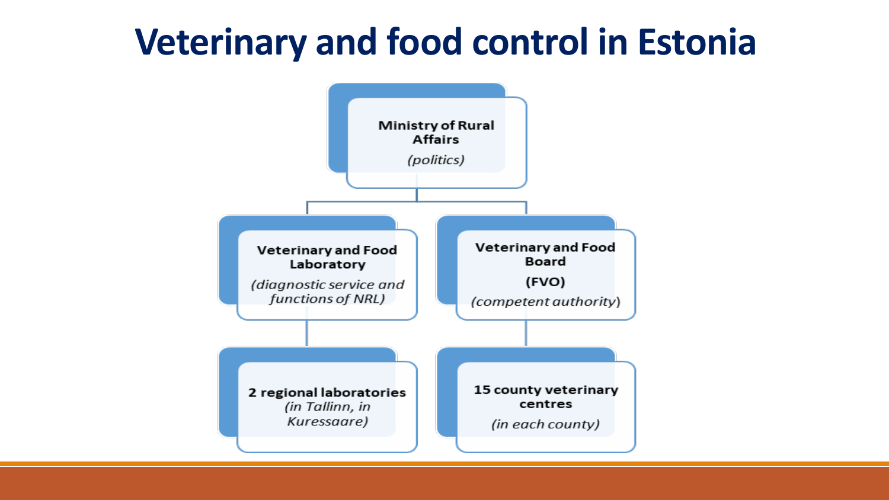# Veterinary and food control in Estonia

- **Ministry of Rural Affairs**
  *(politics)*
  - **Veterinary and Food Laboratory**
    *(diagnostic service and functions of NRL)*
    - **2 regional laboratories**
      *(in Tallinn, in Kuressaare)*
  - **Veterinary and Food Board**
    **(FVO)**
    *(competent authority)*
    - **15 county veterinary centres**
      *(in each county)*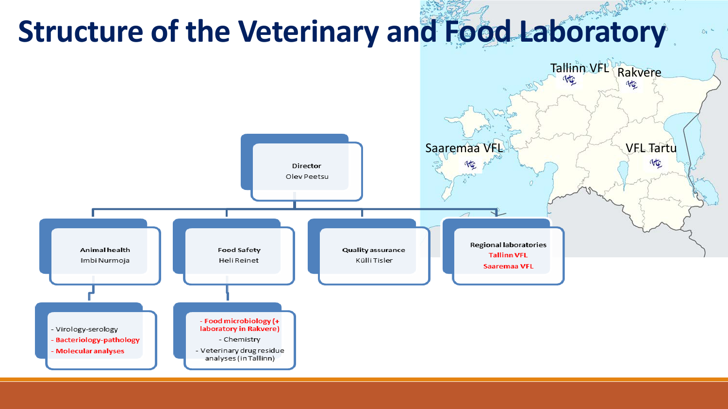# Structure of the Veterinary and Food Laboratory

**Director**
Olev Peetsu

**Animal health**
Imbi Nurmoja

- Virology-serology
- **Bacteriology-pathology**
- **Molecular analyses**

**Food Safety**
Heli Reinet

- **Food microbiology (+ laboratory in Rakvere)**
- Chemistry
- Veterinary drug residue analyses (in Tallinn)

**Quality assurance**
Külli Tisler

**Regional laboratories**
**Tallinn VFL**
**Saaremaa VFL**

Tallinn VFL
Rakvere
Saaremaa VFL
VFL Tartu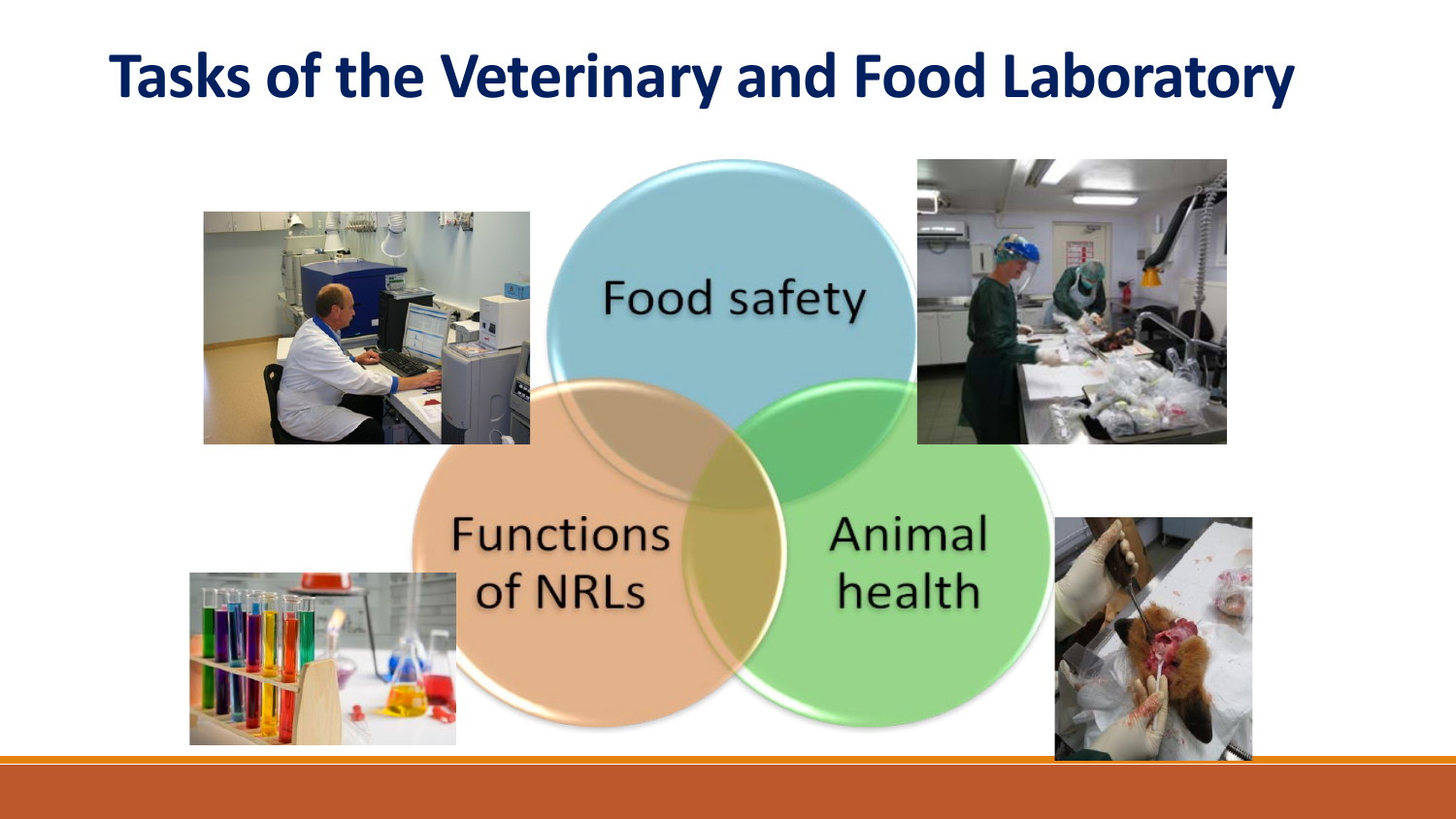# Tasks of the Veterinary and Food Laboratory

- Food safety
- Functions of NRLs
- Animal health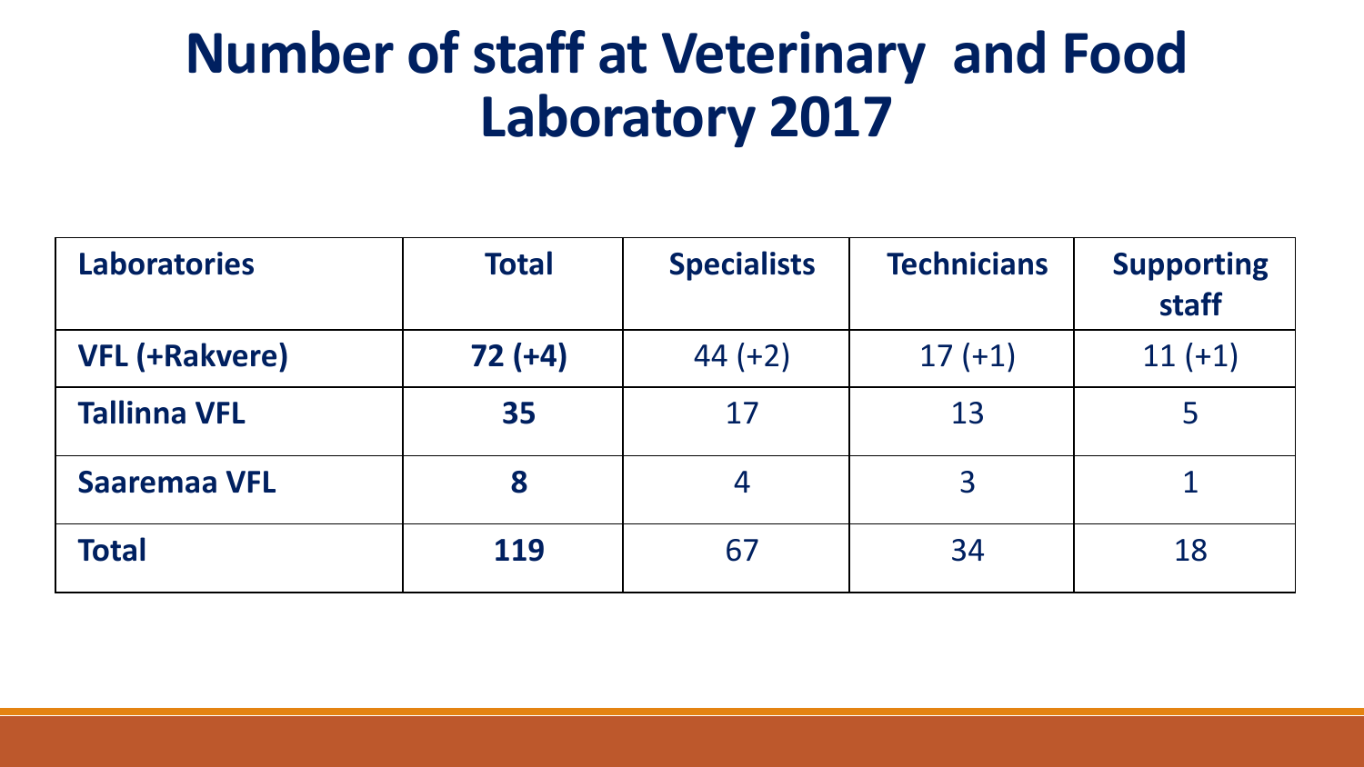# Number of staff at Veterinary and Food Laboratory 2017

| Laboratories | Total | Specialists | Technicians | Supporting staff |
|---|---|---|---|---|
| **VFL (+Rakvere)** | **72 (+4)** | 44 (+2) | 17 (+1) | 11 (+1) |
| **Tallinna VFL** | **35** | 17 | 13 | 5 |
| **Saaremaa VFL** | **8** | 4 | 3 | 1 |
| **Total** | **119** | 67 | 34 | 18 |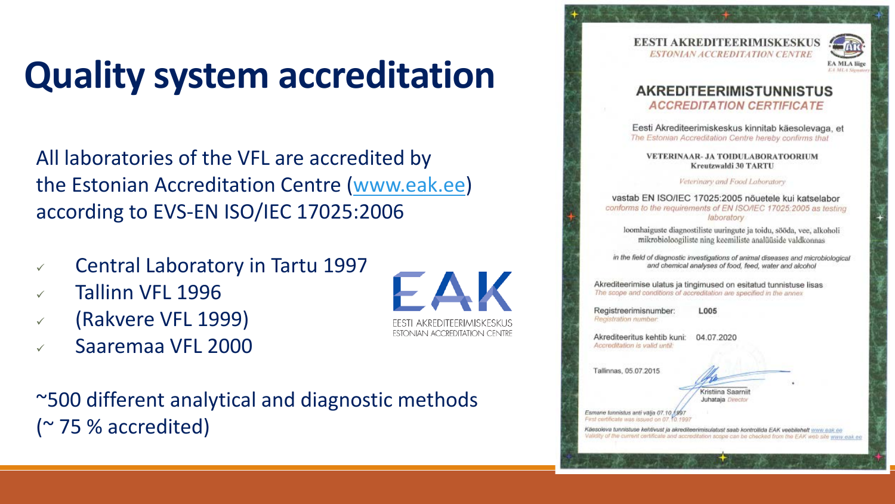# Quality system accreditation

All laboratories of the VFL are accredited by the Estonian Accreditation Centre (www.eak.ee) according to EVS-EN ISO/IEC 17025:2006

- Central Laboratory in Tartu 1997
- Tallinn VFL 1996
- (Rakvere VFL 1999)
- Saaremaa VFL 2000

EAK
EESTI AKREDITEERIMISKESKUS
ESTONIAN ACCREDITATION CENTRE

~500 different analytical and diagnostic methods (~ 75 % accredited)

EESTI AKREDITEERIMISKESKUS
*ESTONIAN ACCREDITATION CENTRE*

EA MLA liige
*EA MLA Signatory*

## AKREDITEERIMISTUNNISTUS
## *ACCREDITATION CERTIFICATE*

Eesti Akrediteerimiskeskus kinnitab käesolevaga, et
*The Estonian Accreditation Centre hereby confirms that*

**VETERINAAR- JA TOIDULABORATOORIUM**
**Kreutzwaldi 30 TARTU**

*Veterinary and Food Laboratory*

vastab EN ISO/IEC 17025:2005 nõuetele kui katselabor
*conforms to the requirements of EN ISO/IEC 17025:2005 as testing laboratory*

loomhaiguste diagnostiliste uuringute ja toidu, sööda, vee, alkoholi mikrobioloogiliste ning keemiliste analüüside valdkonnas

*in the field of diagnostic investigations of animal diseases and microbiological and chemical analyses of food, feed, water and alcohol*

Akrediteerimise ulatus ja tingimused on esitatud tunnistuse lisas
*The scope and conditions of accreditation are specified in the annex*

Registreerimisnumber: L005
*Registration number:*

Akrediteeritus kehtib kuni: 04.07.2020
*Accreditation is valid until:*

Tallinnas, 05.07.2015

Kristiina Saarniit
Juhataja *Director*

*Esmane tunnistus anti välja 07.10.1997*
*First certificate was issued on 07.10.1997*

*Käesoleva tunnistuse kehtivust ja akrediteerimisulatust saab kontrollida EAK veebilehelt www.eak.ee*
*Validity of the current certificate and accreditation scope can be checked from the EAK web site www.eak.ee*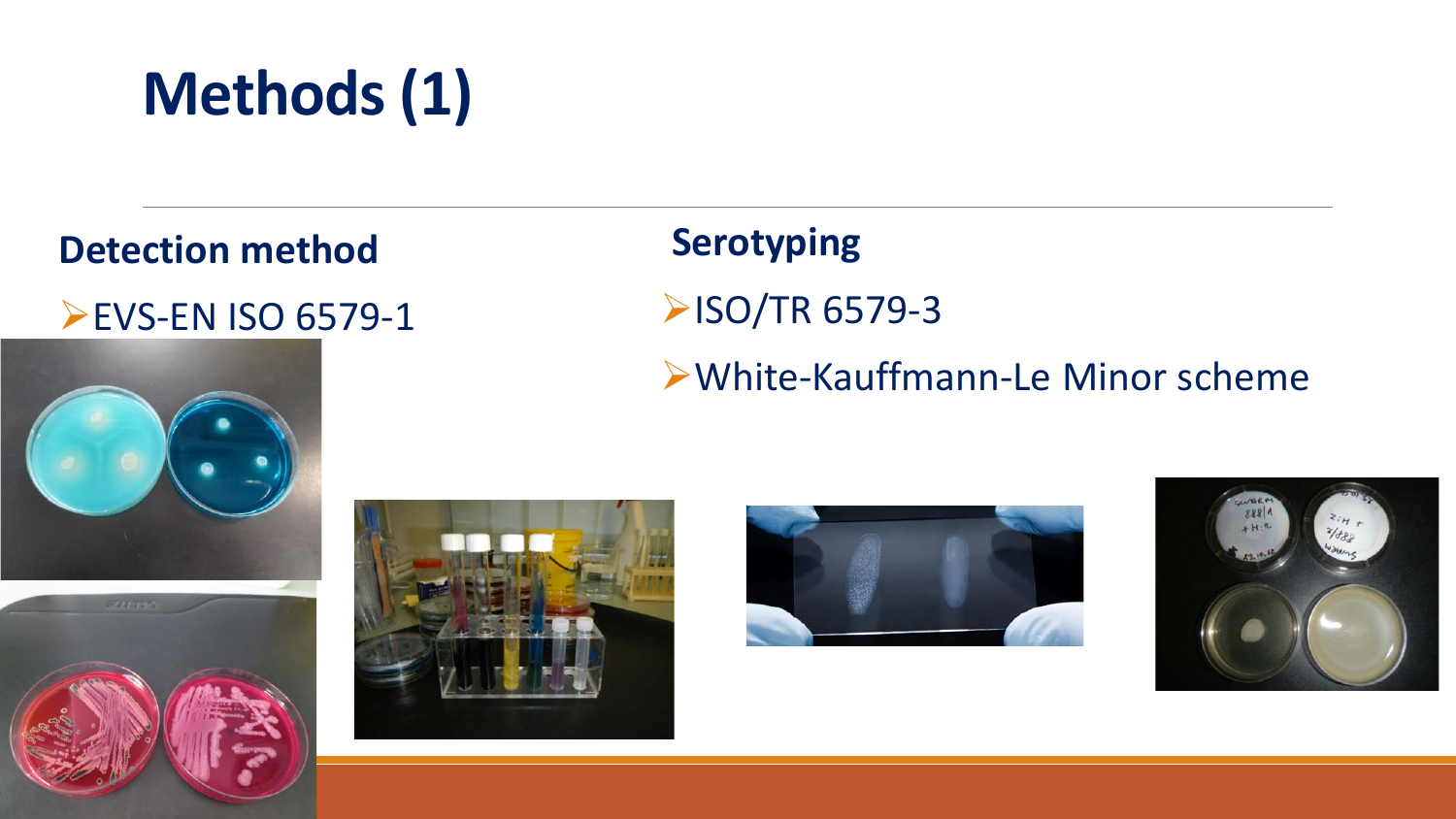# Methods (1)

## Detection method

- EVS-EN ISO 6579-1

## Serotyping

- ISO/TR 6579-3
- White-Kauffmann-Le Minor scheme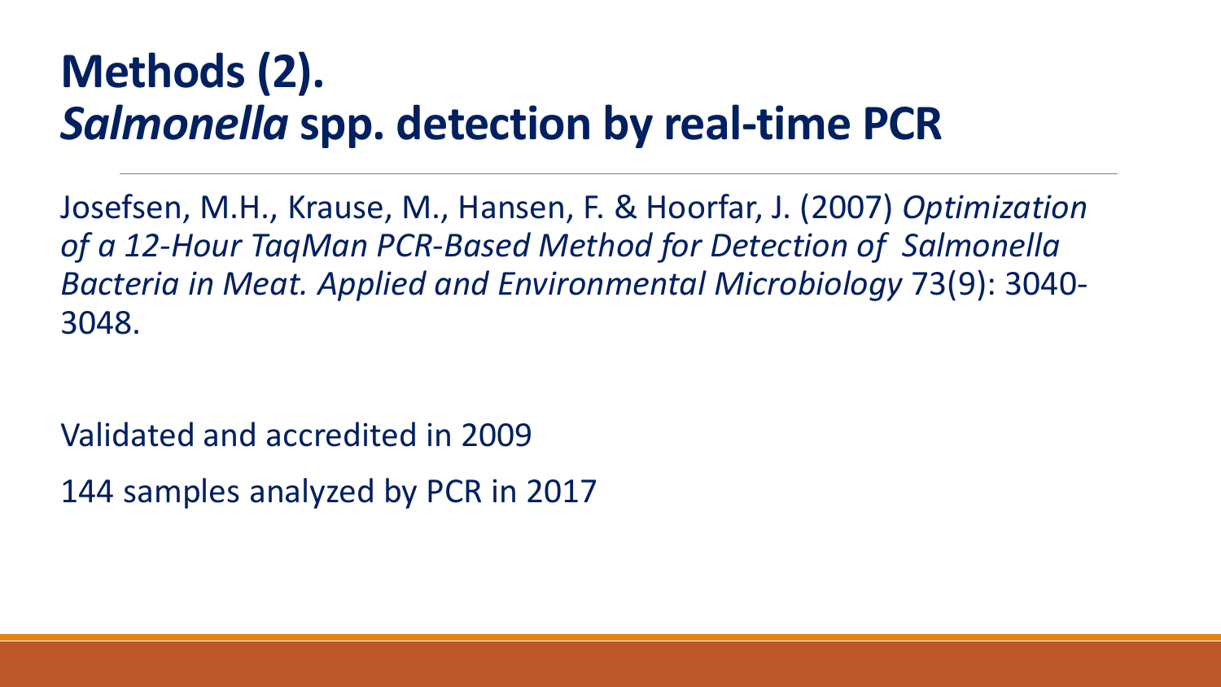# Methods (2). *Salmonella* spp. detection by real-time PCR

Josefsen, M.H., Krause, M., Hansen, F. & Hoorfar, J. (2007) *Optimization of a 12-Hour TaqMan PCR-Based Method for Detection of Salmonella Bacteria in Meat. Applied and Environmental Microbiology* 73(9): 3040-3048.

Validated and accredited in 2009

144 samples analyzed by PCR in 2017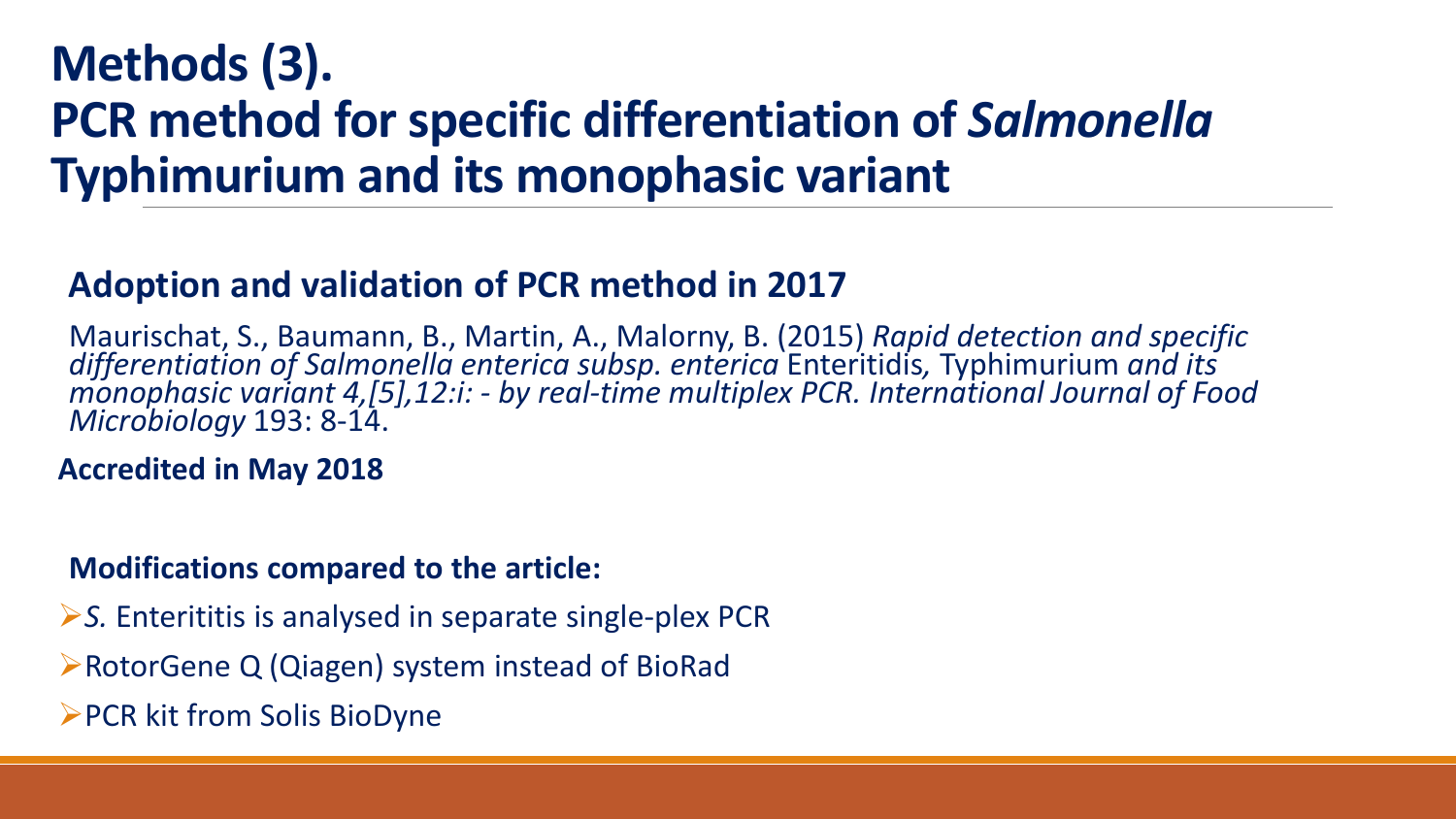# Methods (3). PCR method for specific differentiation of *Salmonella* Typhimurium and its monophasic variant

## Adoption and validation of PCR method in 2017

Maurischat, S., Baumann, B., Martin, A., Malorny, B. (2015) *Rapid detection and specific differentiation of Salmonella enterica subsp. enterica* Enteritidis*,* Typhimurium *and its monophasic variant 4,[5],12:i: - by real-time multiplex PCR. International Journal of Food Microbiology* 193: 8-14.

**Accredited in May 2018**

**Modifications compared to the article:**

- *S.* Enterititis is analysed in separate single-plex PCR
- RotorGene Q (Qiagen) system instead of BioRad
- PCR kit from Solis BioDyne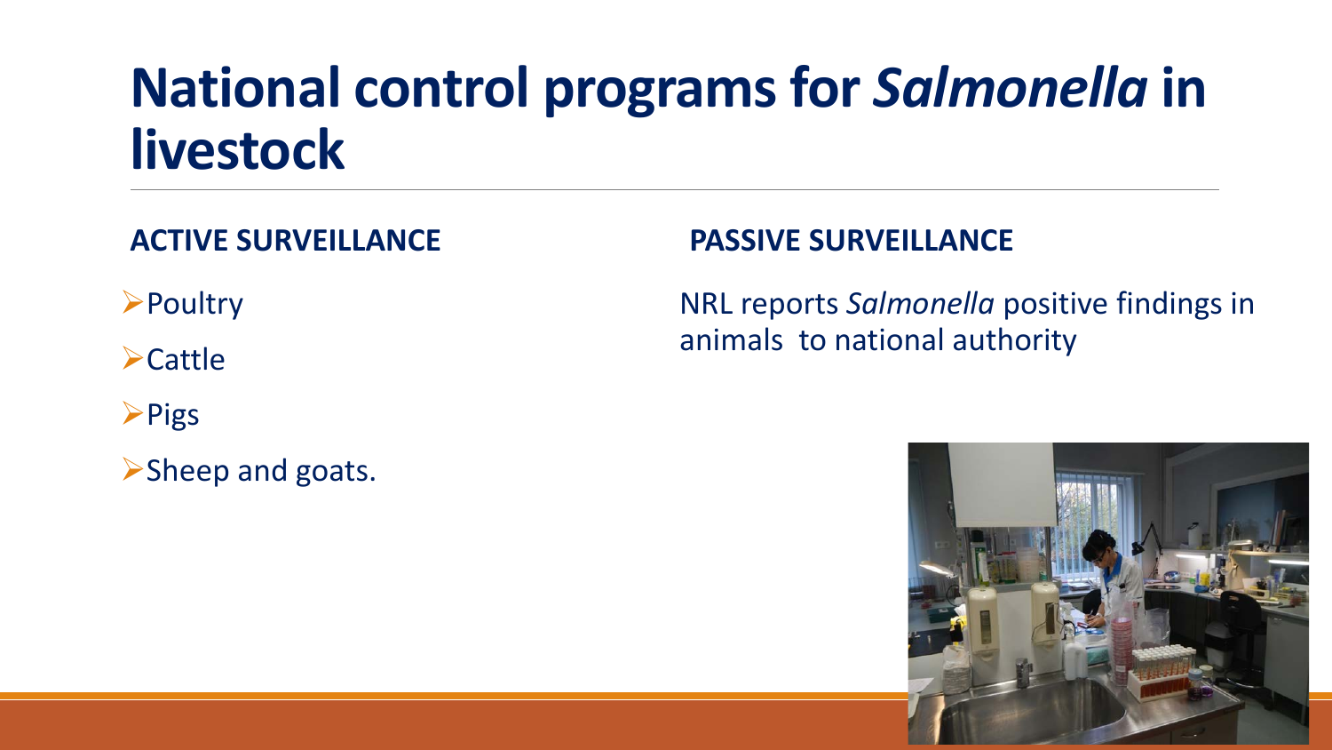# National control programs for *Salmonella* in livestock

**ACTIVE SURVEILLANCE**

- Poultry
- Cattle
- Pigs
- Sheep and goats.

**PASSIVE SURVEILLANCE**

NRL reports *Salmonella* positive findings in animals to national authority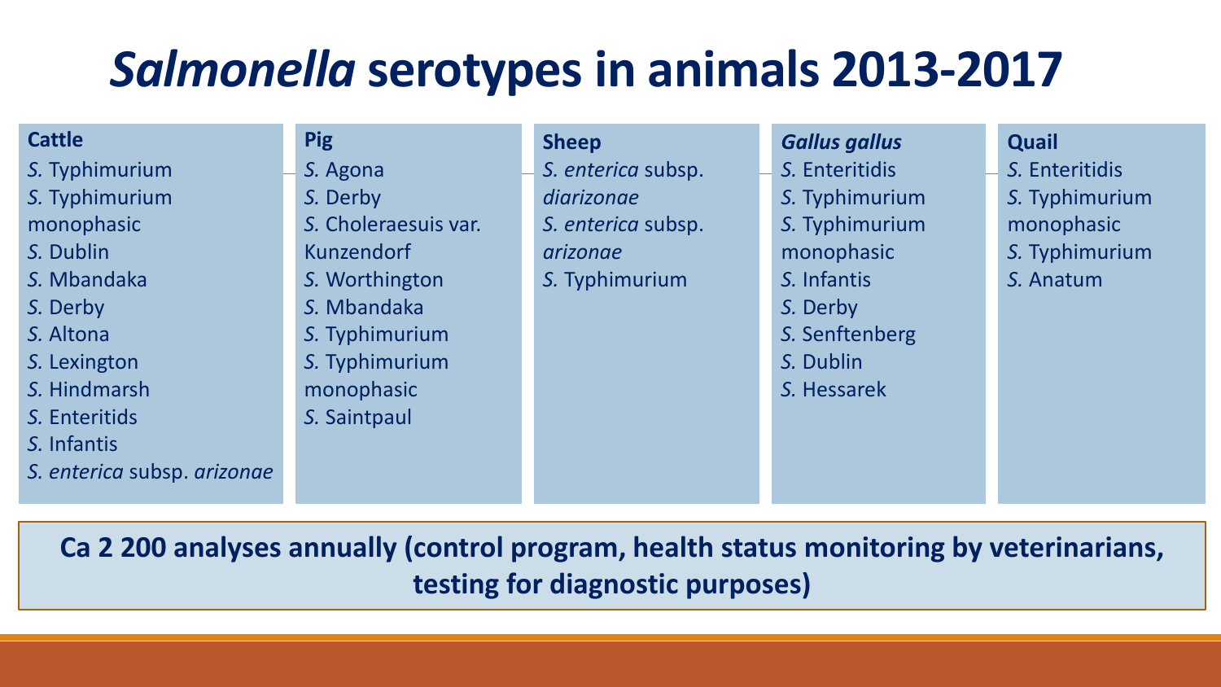# *Salmonella* serotypes in animals 2013-2017

**Cattle**
- *S.* Typhimurium
- *S.* Typhimurium monophasic
- *S.* Dublin
- *S.* Mbandaka
- *S.* Derby
- *S.* Altona
- *S.* Lexington
- *S.* Hindmarsh
- *S.* Enteritids
- *S.* Infantis
- *S. enterica* subsp. *arizonae*

**Pig**
- *S.* Agona
- *S.* Derby
- *S.* Choleraesuis var. Kunzendorf
- *S.* Worthington
- *S.* Mbandaka
- *S.* Typhimurium
- *S.* Typhimurium monophasic
- *S.* Saintpaul

**Sheep**
- *S. enterica* subsp. *diarizonae*
- *S. enterica* subsp. *arizonae*
- *S.* Typhimurium

***Gallus gallus***
- *S.* Enteritidis
- *S.* Typhimurium
- *S.* Typhimurium monophasic
- *S.* Infantis
- *S.* Derby
- *S.* Senftenberg
- *S.* Dublin
- *S.* Hessarek

**Quail**
- *S.* Enteritidis
- *S.* Typhimurium monophasic
- *S.* Typhimurium
- *S.* Anatum

**Ca 2 200 analyses annually (control program, health status monitoring by veterinarians, testing for diagnostic purposes)**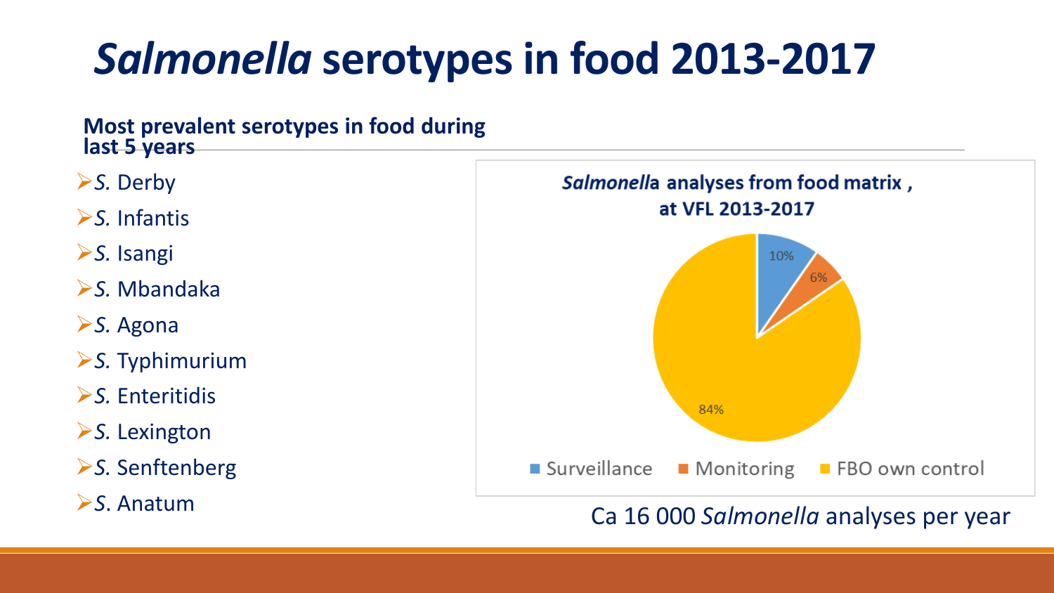# *Salmonella* serotypes in food 2013-2017

**Most prevalent serotypes in food during last 5 years**

- *S.* Derby
- *S.* Infantis
- *S.* Isangi
- *S.* Mbandaka
- *S.* Agona
- *S.* Typhimurium
- *S.* Enteritidis
- *S.* Lexington
- *S.* Senftenberg
- *S.* Anatum

***Salmonell*a analyses from food matrix , at VFL 2013-2017**

| Category | Share |
| --- | --- |
| Surveillance | 10% |
| Monitoring | 6% |
| FBO own control | 84% |

Ca 16 000 *Salmonella* analyses per year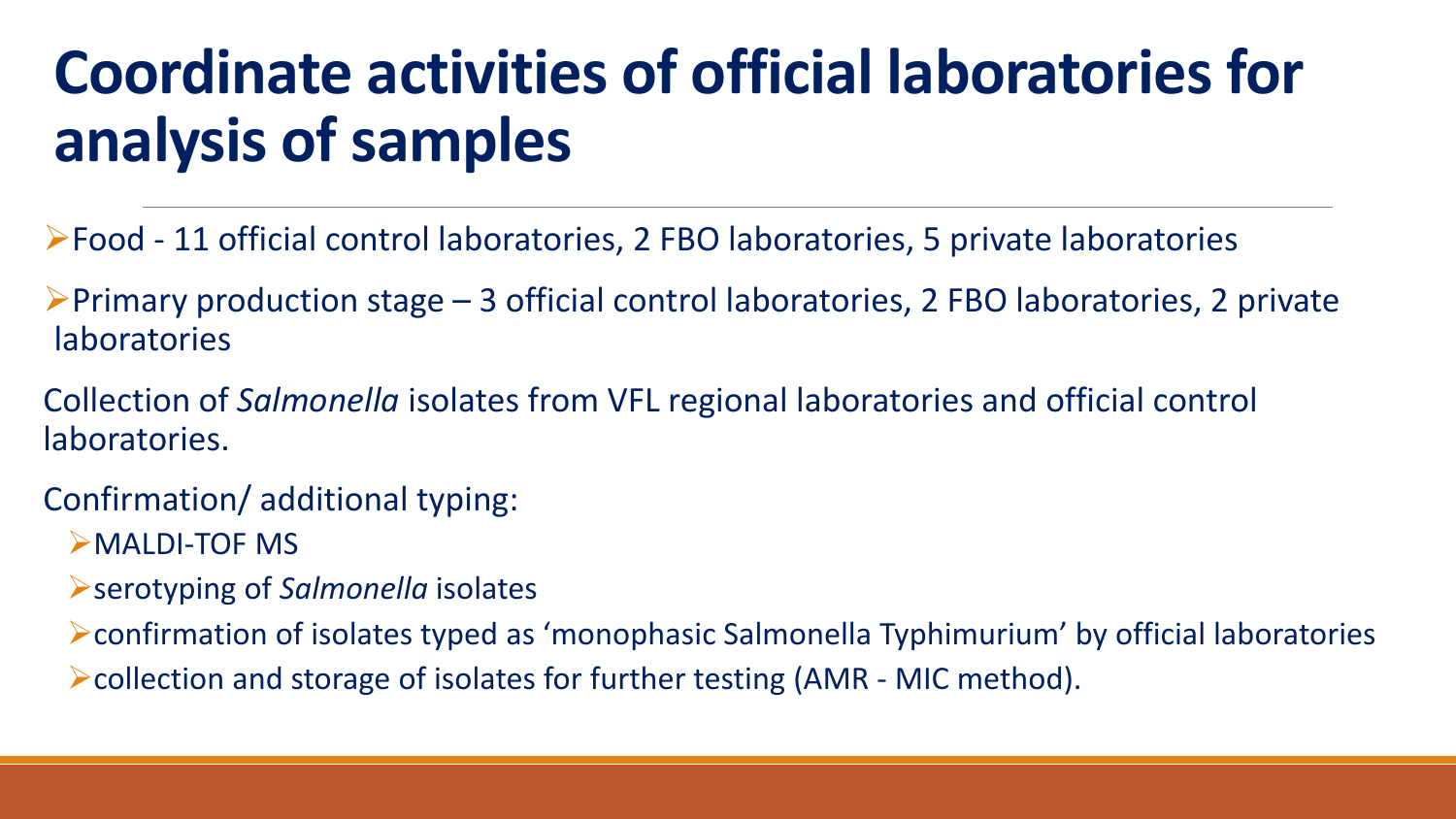# Coordinate activities of official laboratories for analysis of samples

- Food - 11 official control laboratories, 2 FBO laboratories, 5 private laboratories
- Primary production stage – 3 official control laboratories, 2 FBO laboratories, 2 private laboratories

Collection of *Salmonella* isolates from VFL regional laboratories and official control laboratories.

Confirmation/ additional typing:

- MALDI-TOF MS
- serotyping of *Salmonella* isolates
- confirmation of isolates typed as 'monophasic Salmonella Typhimurium' by official laboratories
- collection and storage of isolates for further testing (AMR - MIC method).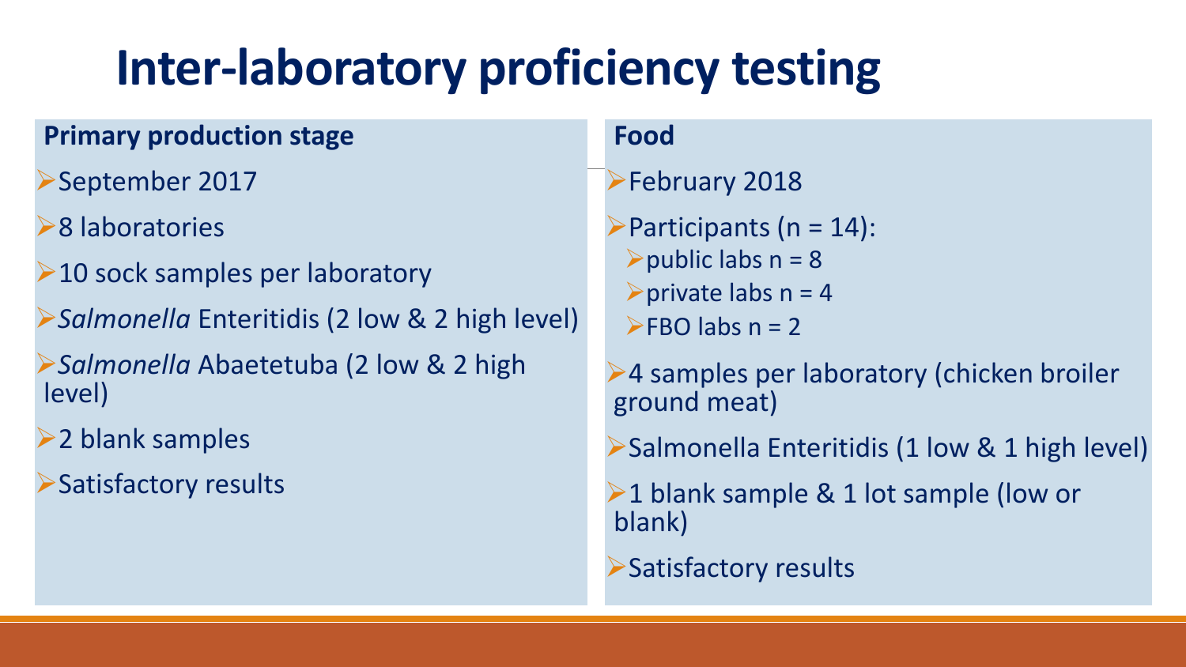# Inter-laboratory proficiency testing

**Primary production stage**

- September 2017
- 8 laboratories
- 10 sock samples per laboratory
- *Salmonella* Enteritidis (2 low & 2 high level)
- *Salmonella* Abaetetuba (2 low & 2 high level)
- 2 blank samples
- Satisfactory results

**Food**

- February 2018
- Participants (n = 14):
  - public labs n = 8
  - private labs n = 4
  - FBO labs n = 2
- 4 samples per laboratory (chicken broiler ground meat)
- Salmonella Enteritidis (1 low & 1 high level)
- 1 blank sample & 1 lot sample (low or blank)
- Satisfactory results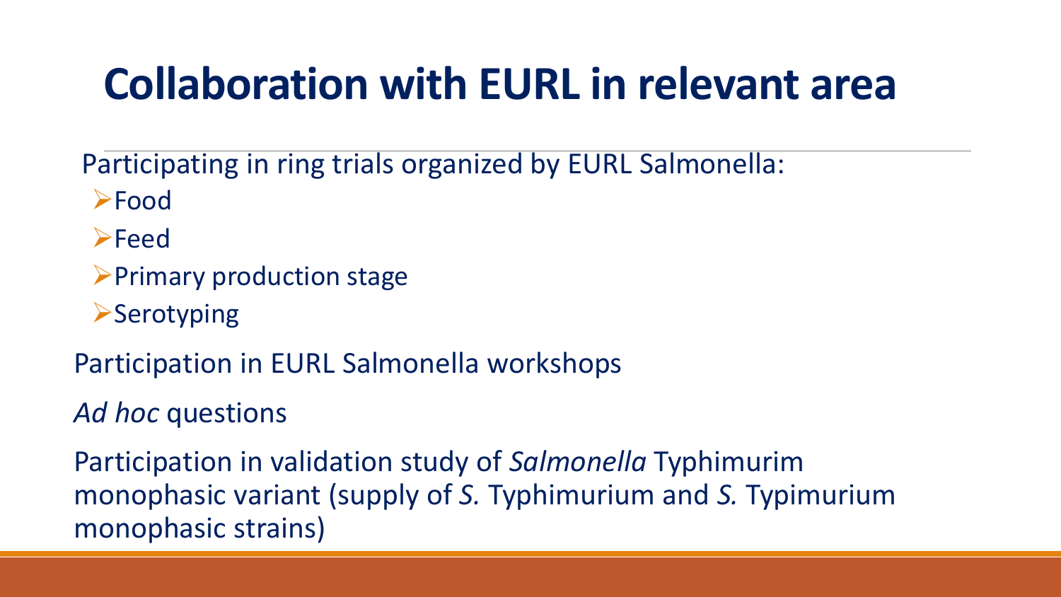# Collaboration with EURL in relevant area

Participating in ring trials organized by EURL Salmonella:

- Food
- Feed
- Primary production stage
- Serotyping

Participation in EURL Salmonella workshops

*Ad hoc* questions

Participation in validation study of *Salmonella* Typhimurim monophasic variant (supply of *S.* Typhimurium and *S.* Typimurium monophasic strains)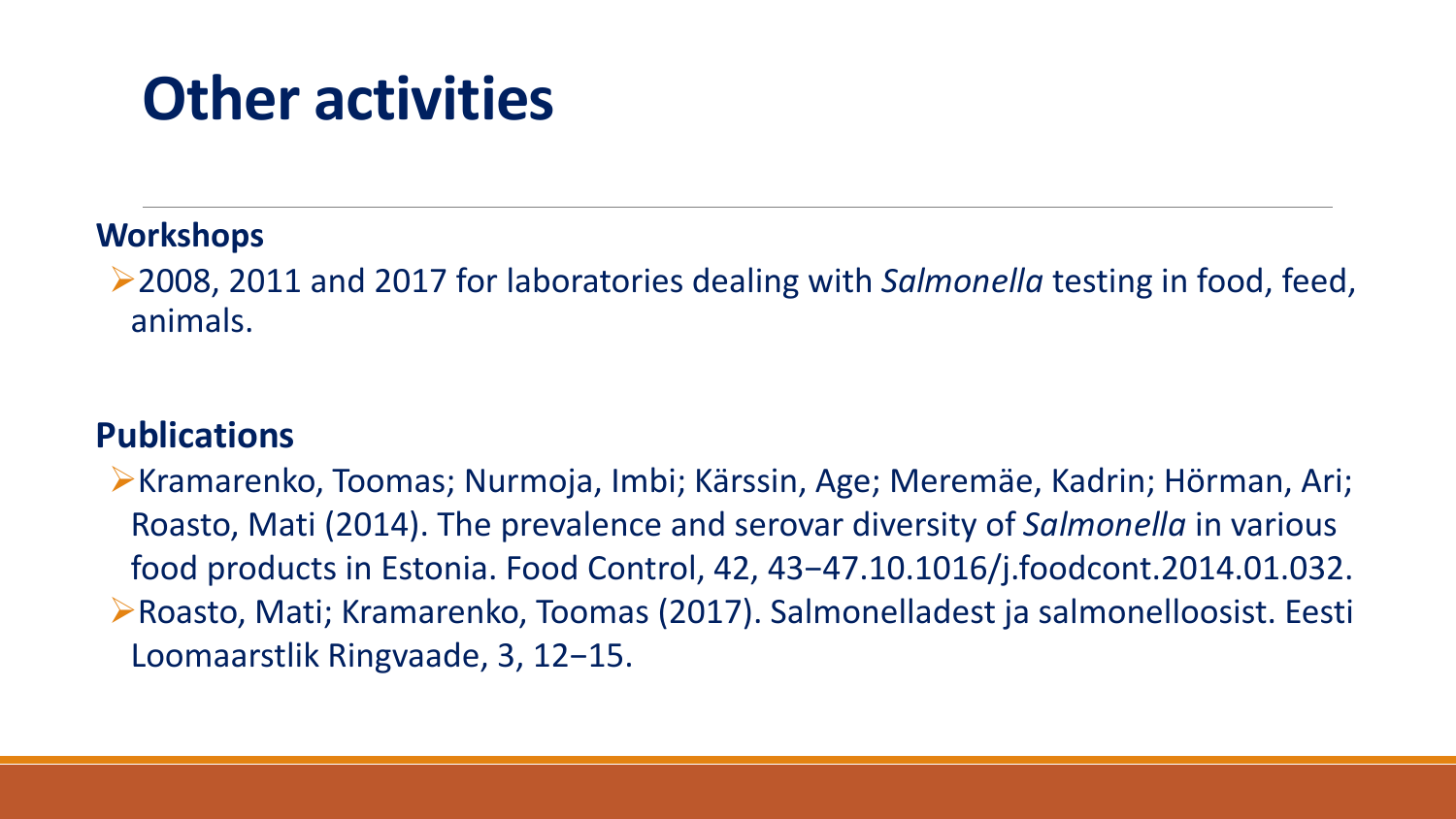# Other activities

**Workshops**

- 2008, 2011 and 2017 for laboratories dealing with *Salmonella* testing in food, feed, animals.

**Publications**

- Kramarenko, Toomas; Nurmoja, Imbi; Kärssin, Age; Meremäe, Kadrin; Hörman, Ari; Roasto, Mati (2014). The prevalence and serovar diversity of *Salmonella* in various food products in Estonia. Food Control, 42, 43−47.10.1016/j.foodcont.2014.01.032.
- Roasto, Mati; Kramarenko, Toomas (2017). Salmonelladest ja salmonelloosist. Eesti Loomaarstlik Ringvaade, 3, 12−15.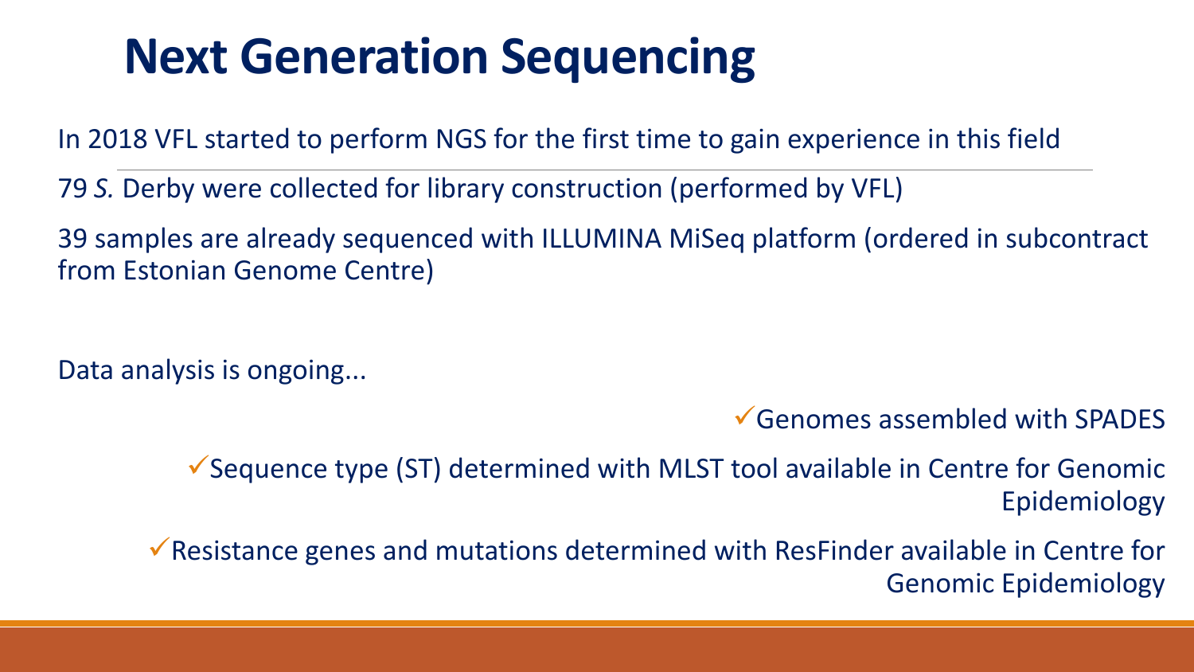# Next Generation Sequencing

In 2018 VFL started to perform NGS for the first time to gain experience in this field

79 *S.* Derby were collected for library construction (performed by VFL)

39 samples are already sequenced with ILLUMINA MiSeq platform (ordered in subcontract from Estonian Genome Centre)

Data analysis is ongoing...

- ✓ Genomes assembled with SPADES
- ✓ Sequence type (ST) determined with MLST tool available in Centre for Genomic Epidemiology
- ✓ Resistance genes and mutations determined with ResFinder available in Centre for Genomic Epidemiology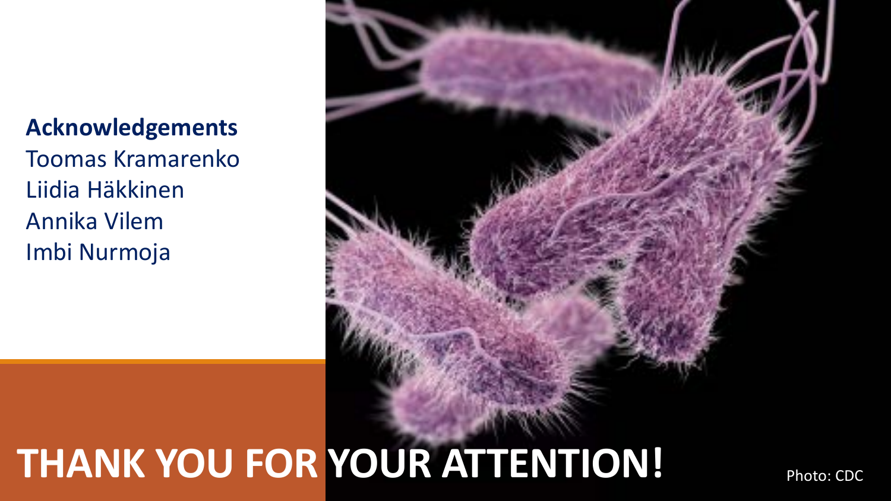**Acknowledgements**

Toomas Kramarenko
Liidia Häkkinen
Annika Vilem
Imbi Nurmoja

# THANK YOU FOR YOUR ATTENTION!

Photo: CDC